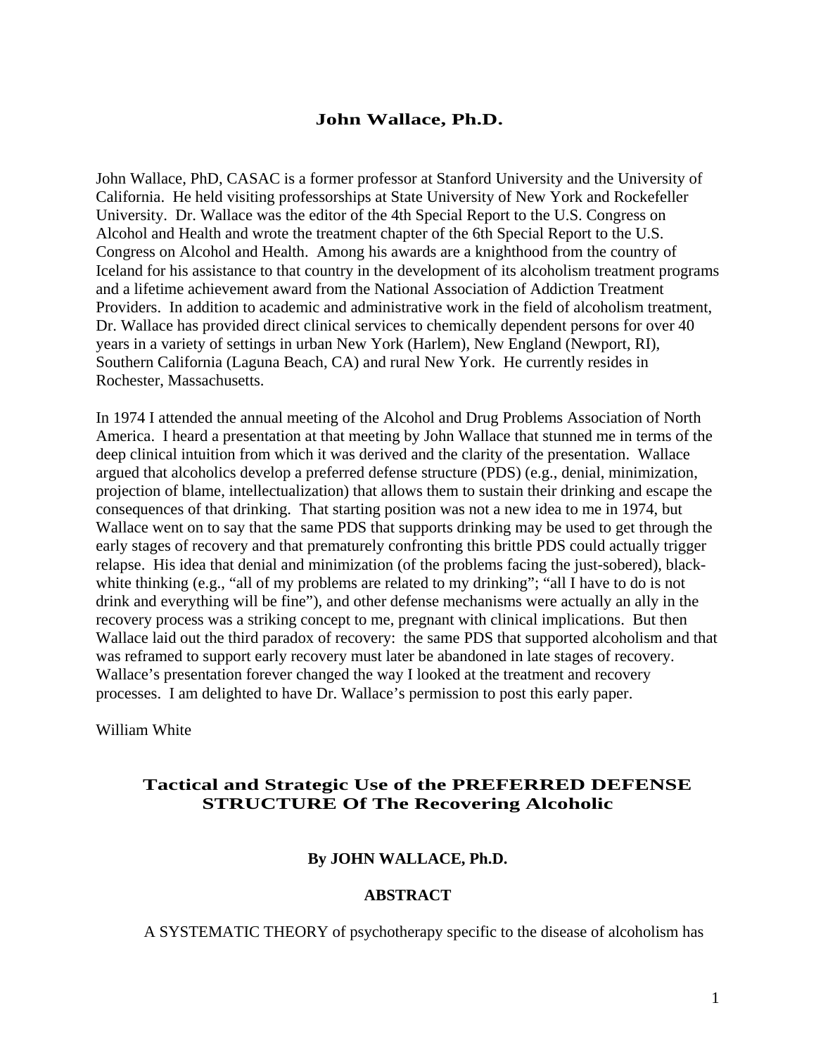## John Wallace, Ph.D.

John Wallace, PhD, CASAC is a former professor at Stanford University and the University of California. He held visiting professorships at State University of New York and Rockefeller University. Dr. Wallace was the editor of the 4th Special Report to the U.S. Congress on Alcohol and Health and wrote the treatment chapter of the 6th Special Report to the U.S. Congress on Alcohol and Health. Among his awards are a knighthood from the country of Iceland for his assistance to that country in the development of its alcoholism treatment programs and a lifetime achievement award from the National Association of Addiction Treatment Providers. In addition to academic and administrative work in the field of alcoholism treatment, Dr. Wallace has provided direct clinical services to chemically dependent persons for over 40 years in a variety of settings in urban New York (Harlem), New England (Newport, RI), Southern California (Laguna Beach, CA) and rural New York. He currently resides in Rochester, Massachusetts.

In 1974 I attended the annual meeting of the Alcohol and Drug Problems Association of North America. I heard a presentation at that meeting by John Wallace that stunned me in terms of the deep clinical intuition from which it was derived and the clarity of the presentation. Wallace argued that alcoholics develop a preferred defense structure (PDS) (e.g., denial, minimization, projection of blame, intellectualization) that allows them to sustain their drinking and escape the consequences of that drinking. That starting position was not a new idea to me in 1974, but Wallace went on to say that the same PDS that supports drinking may be used to get through the early stages of recovery and that prematurely confronting this brittle PDS could actually trigger relapse. His idea that denial and minimization (of the problems facing the just-sobered), black-white thinking (e.g., "all of my problems are related to my drinking"; "all I have to do is not drink and everything will be fine"), and other defense mechanisms were actually an ally in the recovery process was a striking concept to me, pregnant with clinical implications. But then Wallace laid out the third paradox of recovery: the same PDS that supported alcoholism and that was reframed to support early recovery must later be abandoned in late stages of recovery. Wallace's presentation forever changed the way I looked at the treatment and recovery processes. I am delighted to have Dr. Wallace's permission to post this early paper.

William White

# Tactical and Strategic Use of the PREFERRED DEFENSE STRUCTURE Of The Recovering Alcoholic

**By JOHN WALLACE, Ph.D.**

**ABSTRACT**

A SYSTEMATIC THEORY of psychotherapy specific to the disease of alcoholism has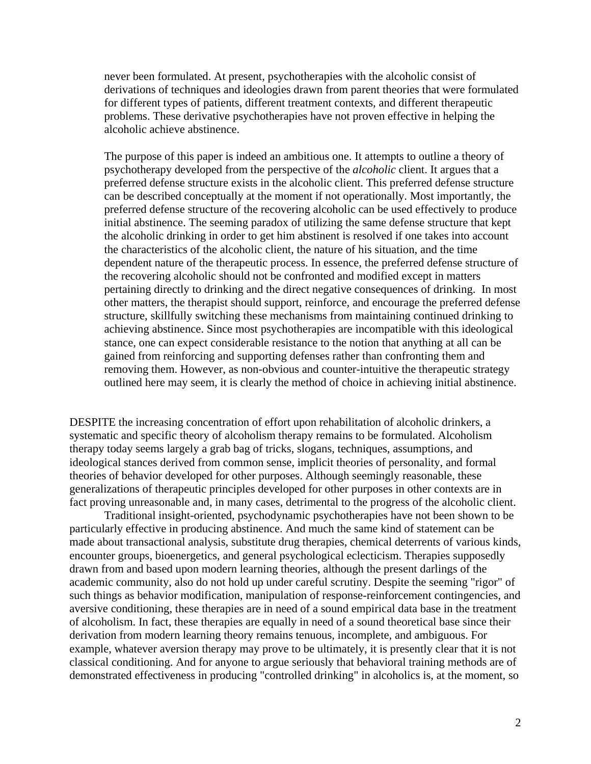never been formulated. At present, psychotherapies with the alcoholic consist of derivations of techniques and ideologies drawn from parent theories that were formulated for different types of patients, different treatment contexts, and different therapeutic problems. These derivative psychotherapies have not proven effective in helping the alcoholic achieve abstinence.

The purpose of this paper is indeed an ambitious one. It attempts to outline a theory of psychotherapy developed from the perspective of the *alcoholic* client. It argues that a preferred defense structure exists in the alcoholic client. This preferred defense structure can be described conceptually at the moment if not operationally. Most importantly, the preferred defense structure of the recovering alcoholic can be used effectively to produce initial abstinence. The seeming paradox of utilizing the same defense structure that kept the alcoholic drinking in order to get him abstinent is resolved if one takes into account the characteristics of the alcoholic client, the nature of his situation, and the time dependent nature of the therapeutic process. In essence, the preferred defense structure of the recovering alcoholic should not be confronted and modified except in matters pertaining directly to drinking and the direct negative consequences of drinking. In most other matters, the therapist should support, reinforce, and encourage the preferred defense structure, skillfully switching these mechanisms from maintaining continued drinking to achieving abstinence. Since most psychotherapies are incompatible with this ideological stance, one can expect considerable resistance to the notion that anything at all can be gained from reinforcing and supporting defenses rather than confronting them and removing them. However, as non-obvious and counter-intuitive the therapeutic strategy outlined here may seem, it is clearly the method of choice in achieving initial abstinence.

DESPITE the increasing concentration of effort upon rehabilitation of alcoholic drinkers, a systematic and specific theory of alcoholism therapy remains to be formulated. Alcoholism therapy today seems largely a grab bag of tricks, slogans, techniques, assumptions, and ideological stances derived from common sense, implicit theories of personality, and formal theories of behavior developed for other purposes. Although seemingly reasonable, these generalizations of therapeutic principles developed for other purposes in other contexts are in fact proving unreasonable and, in many cases, detrimental to the progress of the alcoholic client.

Traditional insight-oriented, psychodynamic psychotherapies have not been shown to be particularly effective in producing abstinence. And much the same kind of statement can be made about transactional analysis, substitute drug therapies, chemical deterrents of various kinds, encounter groups, bioenergetics, and general psychological eclecticism. Therapies supposedly drawn from and based upon modern learning theories, although the present darlings of the academic community, also do not hold up under careful scrutiny. Despite the seeming "rigor" of such things as behavior modification, manipulation of response-reinforcement contingencies, and aversive conditioning, these therapies are in need of a sound empirical data base in the treatment of alcoholism. In fact, these therapies are equally in need of a sound theoretical base since their derivation from modern learning theory remains tenuous, incomplete, and ambiguous. For example, whatever aversion therapy may prove to be ultimately, it is presently clear that it is not classical conditioning. And for anyone to argue seriously that behavioral training methods are of demonstrated effectiveness in producing "controlled drinking" in alcoholics is, at the moment, so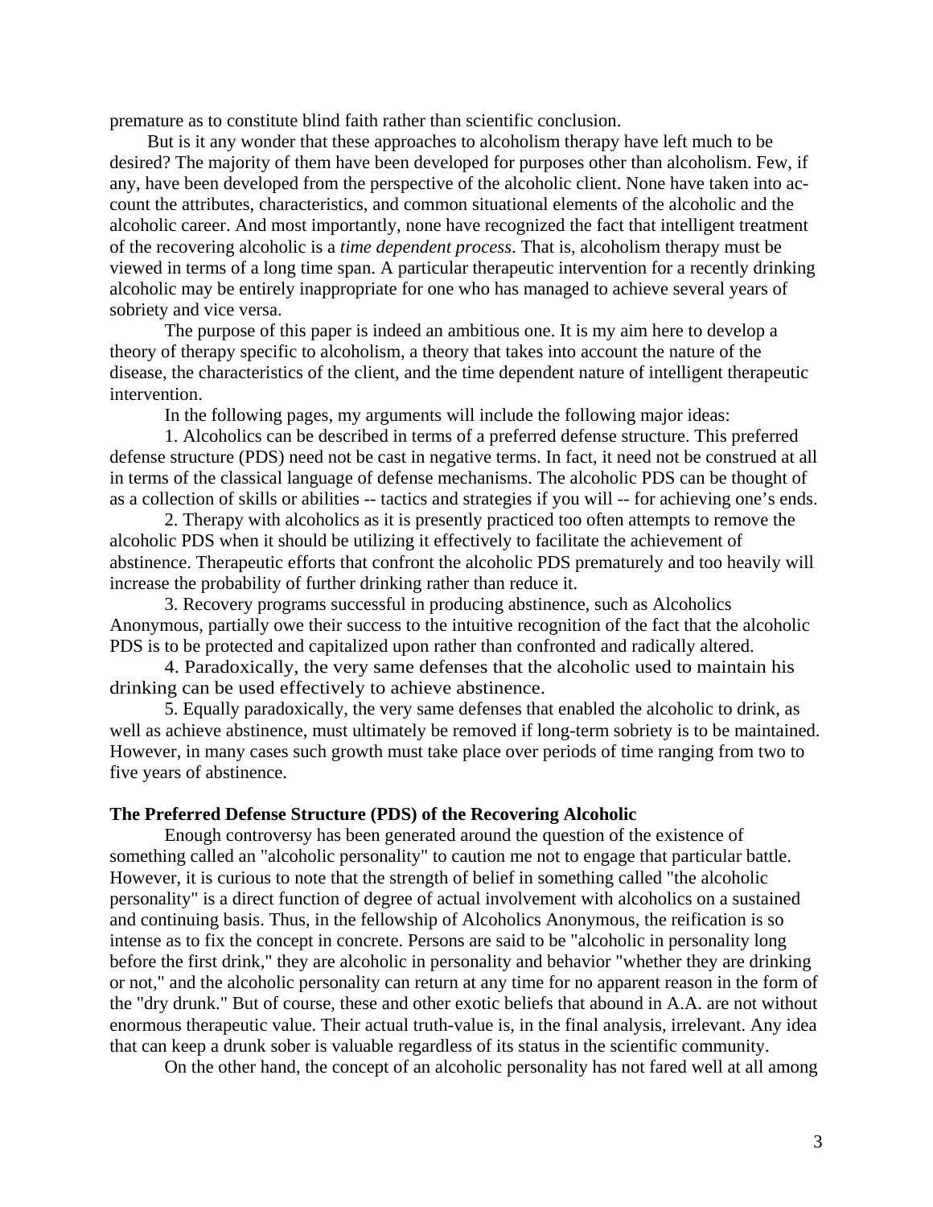premature as to constitute blind faith rather than scientific conclusion.

But is it any wonder that these approaches to alcoholism therapy have left much to be desired? The majority of them have been developed for purposes other than alcoholism. Few, if any, have been developed from the perspective of the alcoholic client. None have taken into account the attributes, characteristics, and common situational elements of the alcoholic and the alcoholic career. And most importantly, none have recognized the fact that intelligent treatment of the recovering alcoholic is a *time dependent process*. That is, alcoholism therapy must be viewed in terms of a long time span. A particular therapeutic intervention for a recently drinking alcoholic may be entirely inappropriate for one who has managed to achieve several years of sobriety and vice versa.

The purpose of this paper is indeed an ambitious one. It is my aim here to develop a theory of therapy specific to alcoholism, a theory that takes into account the nature of the disease, the characteristics of the client, and the time dependent nature of intelligent therapeutic intervention.

In the following pages, my arguments will include the following major ideas:

1. Alcoholics can be described in terms of a preferred defense structure. This preferred defense structure (PDS) need not be cast in negative terms. In fact, it need not be construed at all in terms of the classical language of defense mechanisms. The alcoholic PDS can be thought of as a collection of skills or abilities -- tactics and strategies if you will -- for achieving one's ends.

2. Therapy with alcoholics as it is presently practiced too often attempts to remove the alcoholic PDS when it should be utilizing it effectively to facilitate the achievement of abstinence. Therapeutic efforts that confront the alcoholic PDS prematurely and too heavily will increase the probability of further drinking rather than reduce it.

3. Recovery programs successful in producing abstinence, such as Alcoholics Anonymous, partially owe their success to the intuitive recognition of the fact that the alcoholic PDS is to be protected and capitalized upon rather than confronted and radically altered.

4. Paradoxically, the very same defenses that the alcoholic used to maintain his drinking can be used effectively to achieve abstinence.

5. Equally paradoxically, the very same defenses that enabled the alcoholic to drink, as well as achieve abstinence, must ultimately be removed if long-term sobriety is to be maintained. However, in many cases such growth must take place over periods of time ranging from two to five years of abstinence.

### The Preferred Defense Structure (PDS) of the Recovering Alcoholic

Enough controversy has been generated around the question of the existence of something called an "alcoholic personality" to caution me not to engage that particular battle. However, it is curious to note that the strength of belief in something called "the alcoholic personality" is a direct function of degree of actual involvement with alcoholics on a sustained and continuing basis. Thus, in the fellowship of Alcoholics Anonymous, the reification is so intense as to fix the concept in concrete. Persons are said to be "alcoholic in personality long before the first drink," they are alcoholic in personality and behavior "whether they are drinking or not," and the alcoholic personality can return at any time for no apparent reason in the form of the "dry drunk." But of course, these and other exotic beliefs that abound in A.A. are not without enormous therapeutic value. Their actual truth-value is, in the final analysis, irrelevant. Any idea that can keep a drunk sober is valuable regardless of its status in the scientific community.

On the other hand, the concept of an alcoholic personality has not fared well at all among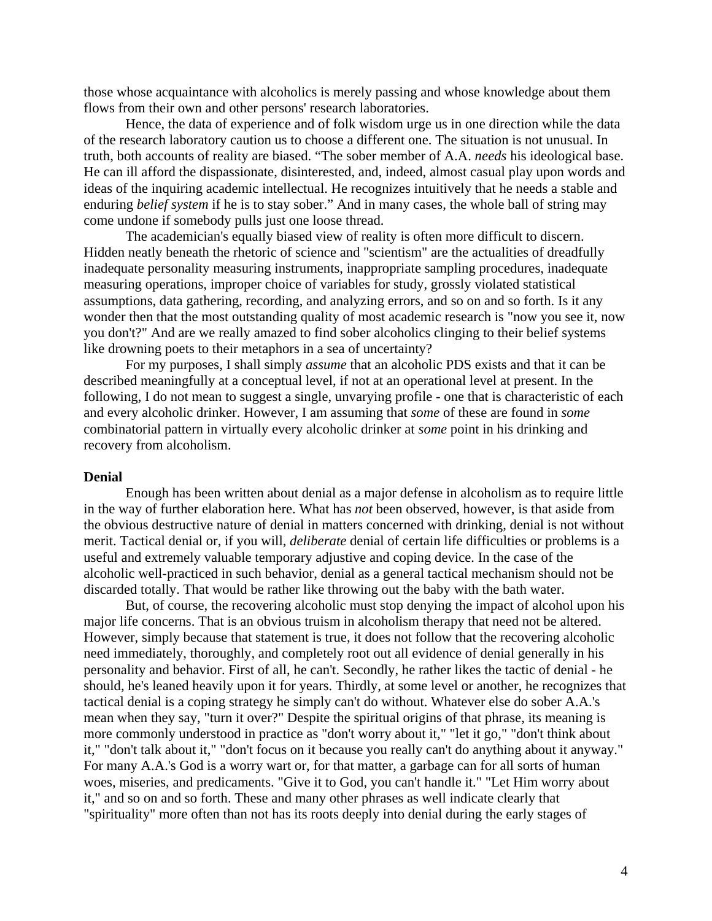those whose acquaintance with alcoholics is merely passing and whose knowledge about them flows from their own and other persons' research laboratories.

Hence, the data of experience and of folk wisdom urge us in one direction while the data of the research laboratory caution us to choose a different one. The situation is not unusual. In truth, both accounts of reality are biased. "The sober member of A.A. *needs* his ideological base. He can ill afford the dispassionate, disinterested, and, indeed, almost casual play upon words and ideas of the inquiring academic intellectual. He recognizes intuitively that he needs a stable and enduring *belief system* if he is to stay sober." And in many cases, the whole ball of string may come undone if somebody pulls just one loose thread.

The academician's equally biased view of reality is often more difficult to discern. Hidden neatly beneath the rhetoric of science and "scientism" are the actualities of dreadfully inadequate personality measuring instruments, inappropriate sampling procedures, inadequate measuring operations, improper choice of variables for study, grossly violated statistical assumptions, data gathering, recording, and analyzing errors, and so on and so forth. Is it any wonder then that the most outstanding quality of most academic research is "now you see it, now you don't?" And are we really amazed to find sober alcoholics clinging to their belief systems like drowning poets to their metaphors in a sea of uncertainty?

For my purposes, I shall simply *assume* that an alcoholic PDS exists and that it can be described meaningfully at a conceptual level, if not at an operational level at present. In the following, I do not mean to suggest a single, unvarying profile - one that is characteristic of each and every alcoholic drinker. However, I am assuming that *some* of these are found in *some* combinatorial pattern in virtually every alcoholic drinker at *some* point in his drinking and recovery from alcoholism.

**Denial**

Enough has been written about denial as a major defense in alcoholism as to require little in the way of further elaboration here. What has *not* been observed, however, is that aside from the obvious destructive nature of denial in matters concerned with drinking, denial is not without merit. Tactical denial or, if you will, *deliberate* denial of certain life difficulties or problems is a useful and extremely valuable temporary adjustive and coping device. In the case of the alcoholic well-practiced in such behavior, denial as a general tactical mechanism should not be discarded totally. That would be rather like throwing out the baby with the bath water.

But, of course, the recovering alcoholic must stop denying the impact of alcohol upon his major life concerns. That is an obvious truism in alcoholism therapy that need not be altered. However, simply because that statement is true, it does not follow that the recovering alcoholic need immediately, thoroughly, and completely root out all evidence of denial generally in his personality and behavior. First of all, he can't. Secondly, he rather likes the tactic of denial - he should, he's leaned heavily upon it for years. Thirdly, at some level or another, he recognizes that tactical denial is a coping strategy he simply can't do without. Whatever else do sober A.A.'s mean when they say, "turn it over?" Despite the spiritual origins of that phrase, its meaning is more commonly understood in practice as "don't worry about it," "let it go," "don't think about it," "don't talk about it," "don't focus on it because you really can't do anything about it anyway." For many A.A.'s God is a worry wart or, for that matter, a garbage can for all sorts of human woes, miseries, and predicaments. "Give it to God, you can't handle it." "Let Him worry about it," and so on and so forth. These and many other phrases as well indicate clearly that "spirituality" more often than not has its roots deeply into denial during the early stages of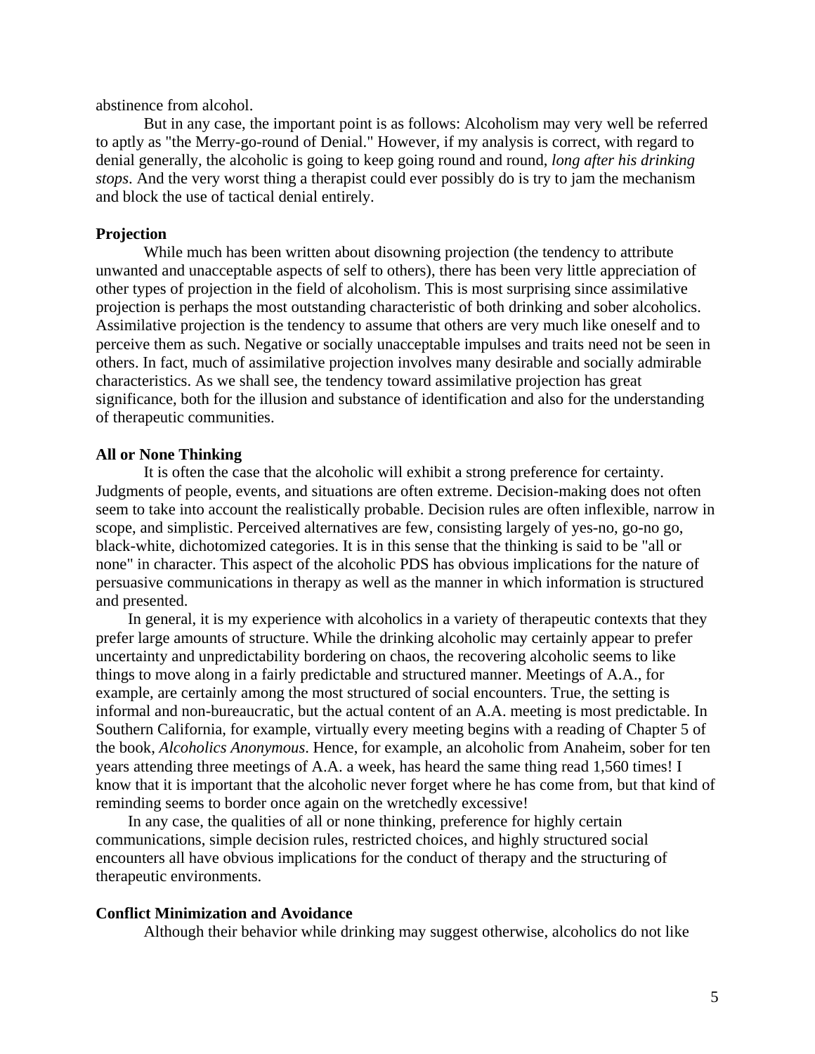abstinence from alcohol.

But in any case, the important point is as follows: Alcoholism may very well be referred to aptly as "the Merry-go-round of Denial." However, if my analysis is correct, with regard to denial generally, the alcoholic is going to keep going round and round, *long after his drinking stops*. And the very worst thing a therapist could ever possibly do is try to jam the mechanism and block the use of tactical denial entirely.

**Projection**

While much has been written about disowning projection (the tendency to attribute unwanted and unacceptable aspects of self to others), there has been very little appreciation of other types of projection in the field of alcoholism. This is most surprising since assimilative projection is perhaps the most outstanding characteristic of both drinking and sober alcoholics. Assimilative projection is the tendency to assume that others are very much like oneself and to perceive them as such. Negative or socially unacceptable impulses and traits need not be seen in others. In fact, much of assimilative projection involves many desirable and socially admirable characteristics. As we shall see, the tendency toward assimilative projection has great significance, both for the illusion and substance of identification and also for the understanding of therapeutic communities.

**All or None Thinking**

It is often the case that the alcoholic will exhibit a strong preference for certainty. Judgments of people, events, and situations are often extreme. Decision-making does not often seem to take into account the realistically probable. Decision rules are often inflexible, narrow in scope, and simplistic. Perceived alternatives are few, consisting largely of yes-no, go-no go, black-white, dichotomized categories. It is in this sense that the thinking is said to be "all or none" in character. This aspect of the alcoholic PDS has obvious implications for the nature of persuasive communications in therapy as well as the manner in which information is structured and presented.

In general, it is my experience with alcoholics in a variety of therapeutic contexts that they prefer large amounts of structure. While the drinking alcoholic may certainly appear to prefer uncertainty and unpredictability bordering on chaos, the recovering alcoholic seems to like things to move along in a fairly predictable and structured manner. Meetings of A.A., for example, are certainly among the most structured of social encounters. True, the setting is informal and non-bureaucratic, but the actual content of an A.A. meeting is most predictable. In Southern California, for example, virtually every meeting begins with a reading of Chapter 5 of the book, *Alcoholics Anonymous*. Hence, for example, an alcoholic from Anaheim, sober for ten years attending three meetings of A.A. a week, has heard the same thing read 1,560 times! I know that it is important that the alcoholic never forget where he has come from, but that kind of reminding seems to border once again on the wretchedly excessive!

In any case, the qualities of all or none thinking, preference for highly certain communications, simple decision rules, restricted choices, and highly structured social encounters all have obvious implications for the conduct of therapy and the structuring of therapeutic environments.

**Conflict Minimization and Avoidance**

Although their behavior while drinking may suggest otherwise, alcoholics do not like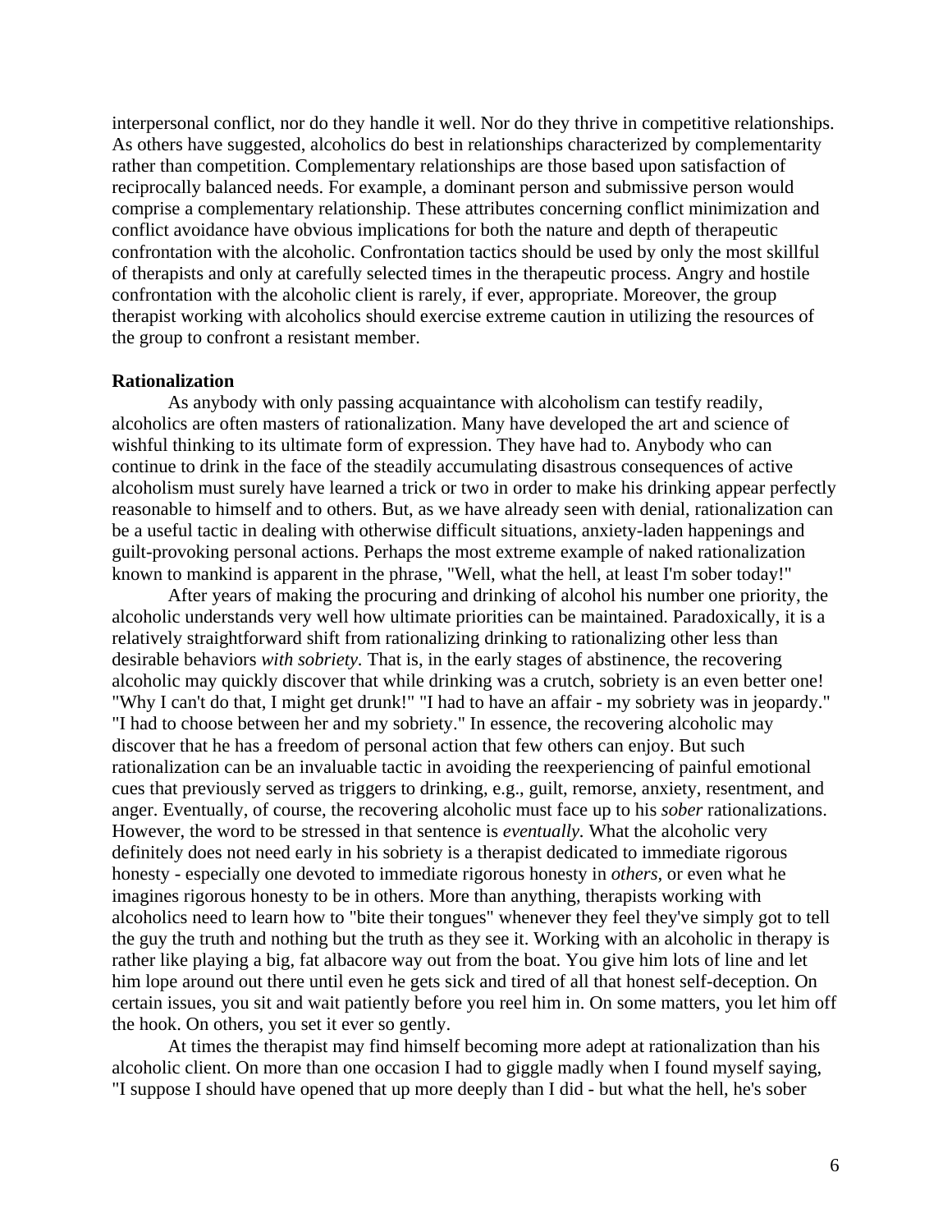interpersonal conflict, nor do they handle it well. Nor do they thrive in competitive relationships. As others have suggested, alcoholics do best in relationships characterized by complementarity rather than competition. Complementary relationships are those based upon satisfaction of reciprocally balanced needs. For example, a dominant person and submissive person would comprise a complementary relationship. These attributes concerning conflict minimization and conflict avoidance have obvious implications for both the nature and depth of therapeutic confrontation with the alcoholic. Confrontation tactics should be used by only the most skillful of therapists and only at carefully selected times in the therapeutic process. Angry and hostile confrontation with the alcoholic client is rarely, if ever, appropriate. Moreover, the group therapist working with alcoholics should exercise extreme caution in utilizing the resources of the group to confront a resistant member.

**Rationalization**

As anybody with only passing acquaintance with alcoholism can testify readily, alcoholics are often masters of rationalization. Many have developed the art and science of wishful thinking to its ultimate form of expression. They have had to. Anybody who can continue to drink in the face of the steadily accumulating disastrous consequences of active alcoholism must surely have learned a trick or two in order to make his drinking appear perfectly reasonable to himself and to others. But, as we have already seen with denial, rationalization can be a useful tactic in dealing with otherwise difficult situations, anxiety-laden happenings and guilt-provoking personal actions. Perhaps the most extreme example of naked rationalization known to mankind is apparent in the phrase, "Well, what the hell, at least I'm sober today!"

After years of making the procuring and drinking of alcohol his number one priority, the alcoholic understands very well how ultimate priorities can be maintained. Paradoxically, it is a relatively straightforward shift from rationalizing drinking to rationalizing other less than desirable behaviors *with sobriety.* That is, in the early stages of abstinence, the recovering alcoholic may quickly discover that while drinking was a crutch, sobriety is an even better one! "Why I can't do that, I might get drunk!" "I had to have an affair - my sobriety was in jeopardy." "I had to choose between her and my sobriety." In essence, the recovering alcoholic may discover that he has a freedom of personal action that few others can enjoy. But such rationalization can be an invaluable tactic in avoiding the reexperiencing of painful emotional cues that previously served as triggers to drinking, e.g., guilt, remorse, anxiety, resentment, and anger. Eventually, of course, the recovering alcoholic must face up to his *sober* rationalizations. However, the word to be stressed in that sentence is *eventually*. What the alcoholic very definitely does not need early in his sobriety is a therapist dedicated to immediate rigorous honesty - especially one devoted to immediate rigorous honesty in *others*, or even what he imagines rigorous honesty to be in others. More than anything, therapists working with alcoholics need to learn how to "bite their tongues" whenever they feel they've simply got to tell the guy the truth and nothing but the truth as they see it. Working with an alcoholic in therapy is rather like playing a big, fat albacore way out from the boat. You give him lots of line and let him lope around out there until even he gets sick and tired of all that honest self-deception. On certain issues, you sit and wait patiently before you reel him in. On some matters, you let him off the hook. On others, you set it ever so gently.

At times the therapist may find himself becoming more adept at rationalization than his alcoholic client. On more than one occasion I had to giggle madly when I found myself saying, "I suppose I should have opened that up more deeply than I did - but what the hell, he's sober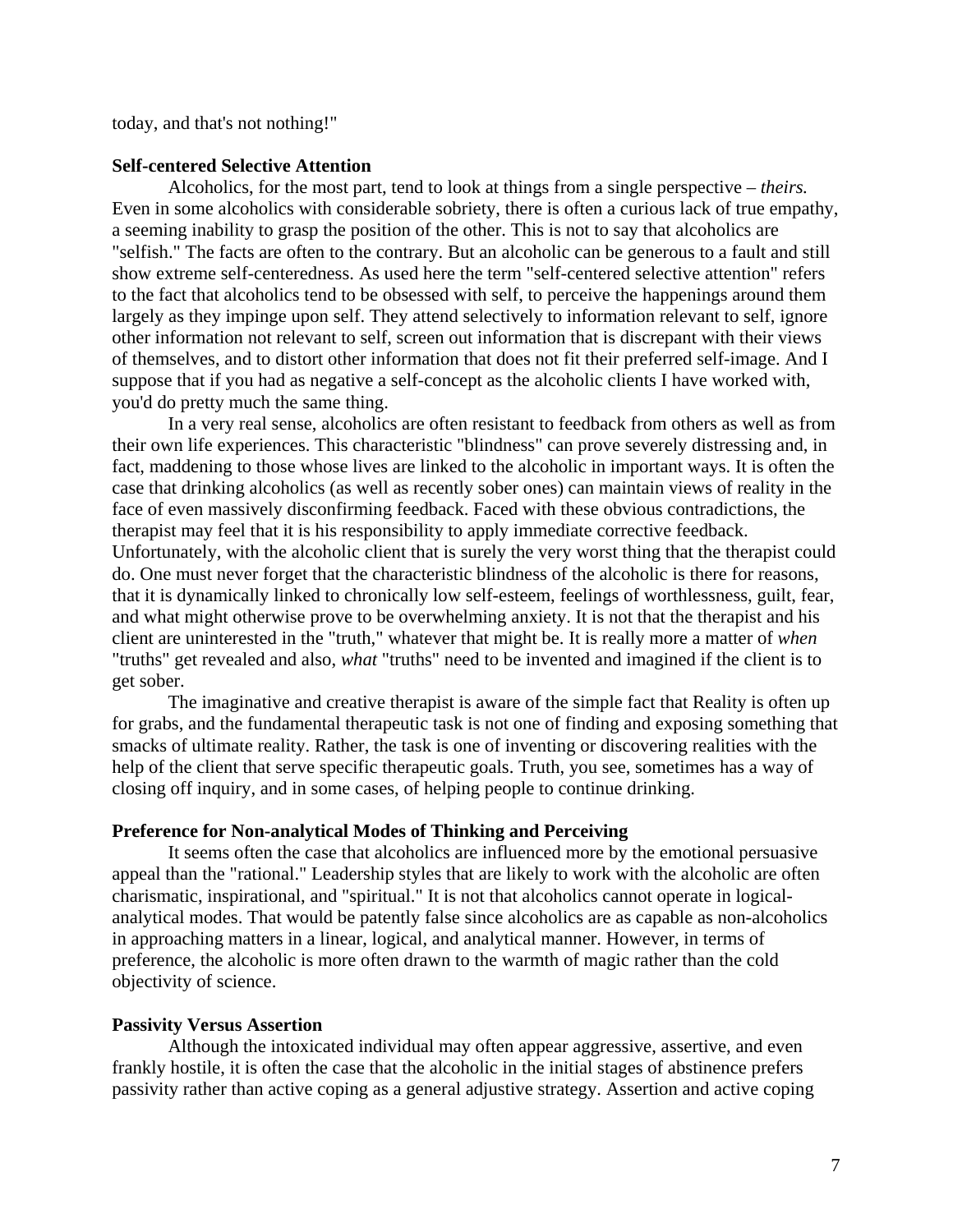today, and that's not nothing!"

**Self-centered Selective Attention**

Alcoholics, for the most part, tend to look at things from a single perspective – *theirs.* Even in some alcoholics with considerable sobriety, there is often a curious lack of true empathy, a seeming inability to grasp the position of the other. This is not to say that alcoholics are "selfish." The facts are often to the contrary. But an alcoholic can be generous to a fault and still show extreme self-centeredness. As used here the term "self-centered selective attention" refers to the fact that alcoholics tend to be obsessed with self, to perceive the happenings around them largely as they impinge upon self. They attend selectively to information relevant to self, ignore other information not relevant to self, screen out information that is discrepant with their views of themselves, and to distort other information that does not fit their preferred self-image. And I suppose that if you had as negative a self-concept as the alcoholic clients I have worked with, you'd do pretty much the same thing.

In a very real sense, alcoholics are often resistant to feedback from others as well as from their own life experiences. This characteristic "blindness" can prove severely distressing and, in fact, maddening to those whose lives are linked to the alcoholic in important ways. It is often the case that drinking alcoholics (as well as recently sober ones) can maintain views of reality in the face of even massively disconfirming feedback. Faced with these obvious contradictions, the therapist may feel that it is his responsibility to apply immediate corrective feedback. Unfortunately, with the alcoholic client that is surely the very worst thing that the therapist could do. One must never forget that the characteristic blindness of the alcoholic is there for reasons, that it is dynamically linked to chronically low self-esteem, feelings of worthlessness, guilt, fear, and what might otherwise prove to be overwhelming anxiety. It is not that the therapist and his client are uninterested in the "truth," whatever that might be. It is really more a matter of *when* "truths" get revealed and also, *what* "truths" need to be invented and imagined if the client is to get sober.

The imaginative and creative therapist is aware of the simple fact that Reality is often up for grabs, and the fundamental therapeutic task is not one of finding and exposing something that smacks of ultimate reality. Rather, the task is one of inventing or discovering realities with the help of the client that serve specific therapeutic goals. Truth, you see, sometimes has a way of closing off inquiry, and in some cases, of helping people to continue drinking.

**Preference for Non-analytical Modes of Thinking and Perceiving**

It seems often the case that alcoholics are influenced more by the emotional persuasive appeal than the "rational." Leadership styles that are likely to work with the alcoholic are often charismatic, inspirational, and "spiritual." It is not that alcoholics cannot operate in logical-analytical modes. That would be patently false since alcoholics are as capable as non-alcoholics in approaching matters in a linear, logical, and analytical manner. However, in terms of preference, the alcoholic is more often drawn to the warmth of magic rather than the cold objectivity of science.

**Passivity Versus Assertion**

Although the intoxicated individual may often appear aggressive, assertive, and even frankly hostile, it is often the case that the alcoholic in the initial stages of abstinence prefers passivity rather than active coping as a general adjustive strategy. Assertion and active coping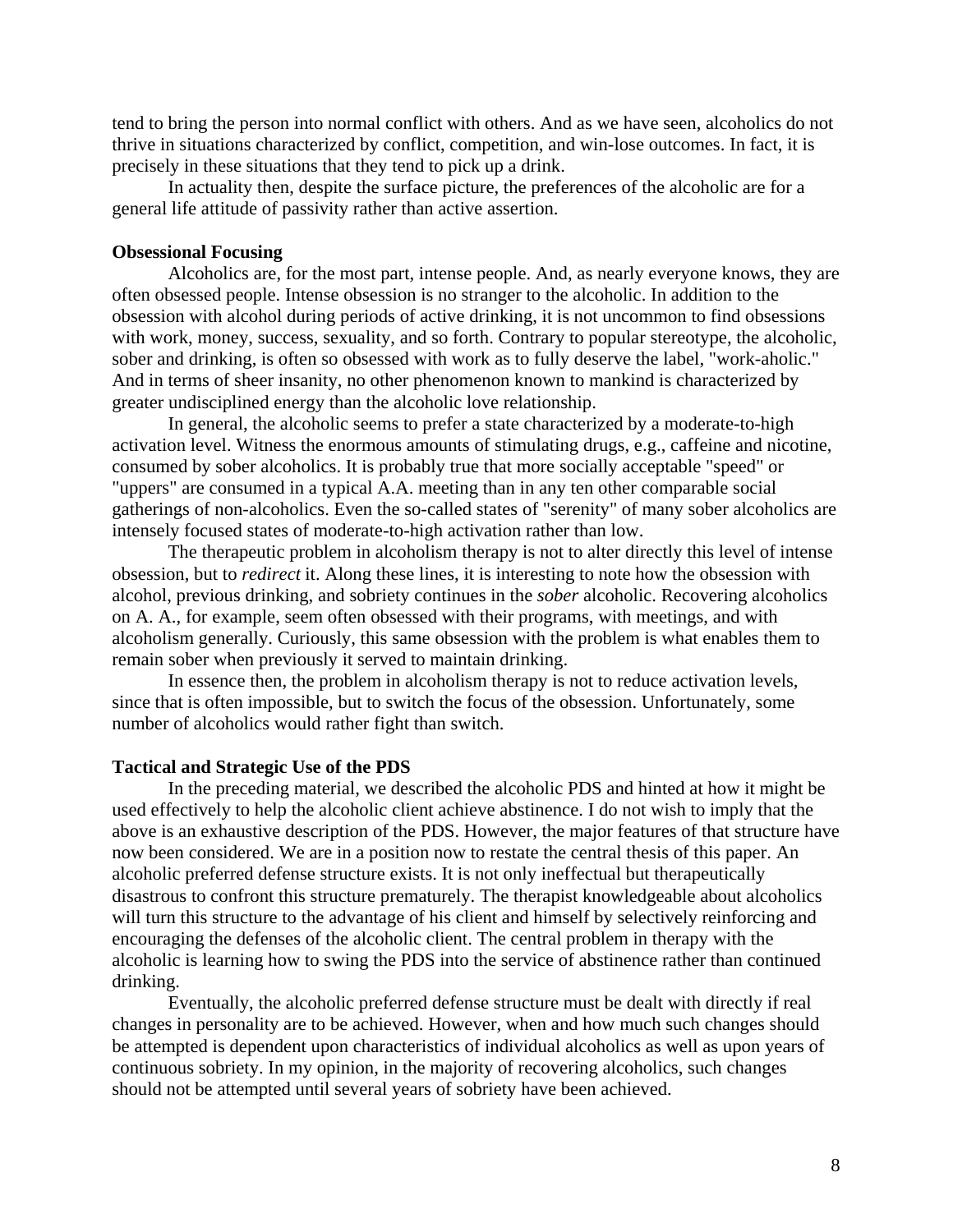tend to bring the person into normal conflict with others. And as we have seen, alcoholics do not thrive in situations characterized by conflict, competition, and win-lose outcomes. In fact, it is precisely in these situations that they tend to pick up a drink.

In actuality then, despite the surface picture, the preferences of the alcoholic are for a general life attitude of passivity rather than active assertion.

**Obsessional Focusing**

Alcoholics are, for the most part, intense people. And, as nearly everyone knows, they are often obsessed people. Intense obsession is no stranger to the alcoholic. In addition to the obsession with alcohol during periods of active drinking, it is not uncommon to find obsessions with work, money, success, sexuality, and so forth. Contrary to popular stereotype, the alcoholic, sober and drinking, is often so obsessed with work as to fully deserve the label, "work-aholic." And in terms of sheer insanity, no other phenomenon known to mankind is characterized by greater undisciplined energy than the alcoholic love relationship.

In general, the alcoholic seems to prefer a state characterized by a moderate-to-high activation level. Witness the enormous amounts of stimulating drugs, e.g., caffeine and nicotine, consumed by sober alcoholics. It is probably true that more socially acceptable "speed" or "uppers" are consumed in a typical A.A. meeting than in any ten other comparable social gatherings of non-alcoholics. Even the so-called states of "serenity" of many sober alcoholics are intensely focused states of moderate-to-high activation rather than low.

The therapeutic problem in alcoholism therapy is not to alter directly this level of intense obsession, but to *redirect* it. Along these lines, it is interesting to note how the obsession with alcohol, previous drinking, and sobriety continues in the *sober* alcoholic. Recovering alcoholics on A. A., for example, seem often obsessed with their programs, with meetings, and with alcoholism generally. Curiously, this same obsession with the problem is what enables them to remain sober when previously it served to maintain drinking.

In essence then, the problem in alcoholism therapy is not to reduce activation levels, since that is often impossible, but to switch the focus of the obsession. Unfortunately, some number of alcoholics would rather fight than switch.

**Tactical and Strategic Use of the PDS**

In the preceding material, we described the alcoholic PDS and hinted at how it might be used effectively to help the alcoholic client achieve abstinence. I do not wish to imply that the above is an exhaustive description of the PDS. However, the major features of that structure have now been considered. We are in a position now to restate the central thesis of this paper. An alcoholic preferred defense structure exists. It is not only ineffectual but therapeutically disastrous to confront this structure prematurely. The therapist knowledgeable about alcoholics will turn this structure to the advantage of his client and himself by selectively reinforcing and encouraging the defenses of the alcoholic client. The central problem in therapy with the alcoholic is learning how to swing the PDS into the service of abstinence rather than continued drinking.

Eventually, the alcoholic preferred defense structure must be dealt with directly if real changes in personality are to be achieved. However, when and how much such changes should be attempted is dependent upon characteristics of individual alcoholics as well as upon years of continuous sobriety. In my opinion, in the majority of recovering alcoholics, such changes should not be attempted until several years of sobriety have been achieved.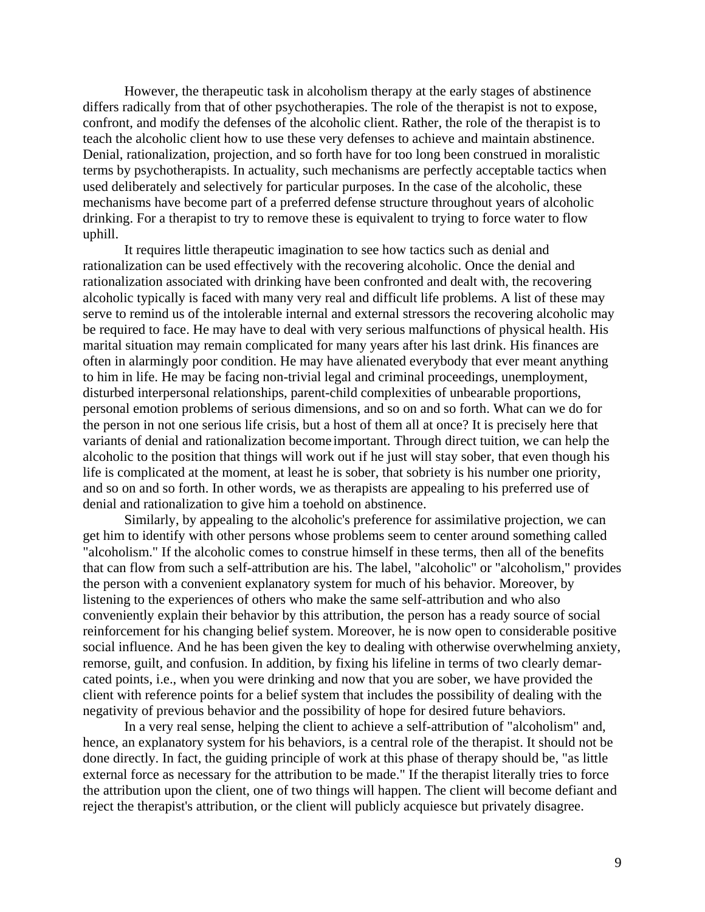However, the therapeutic task in alcoholism therapy at the early stages of abstinence differs radically from that of other psychotherapies. The role of the therapist is not to expose, confront, and modify the defenses of the alcoholic client. Rather, the role of the therapist is to teach the alcoholic client how to use these very defenses to achieve and maintain abstinence. Denial, rationalization, projection, and so forth have for too long been construed in moralistic terms by psychotherapists. In actuality, such mechanisms are perfectly acceptable tactics when used deliberately and selectively for particular purposes. In the case of the alcoholic, these mechanisms have become part of a preferred defense structure throughout years of alcoholic drinking. For a therapist to try to remove these is equivalent to trying to force water to flow uphill.

It requires little therapeutic imagination to see how tactics such as denial and rationalization can be used effectively with the recovering alcoholic. Once the denial and rationalization associated with drinking have been confronted and dealt with, the recovering alcoholic typically is faced with many very real and difficult life problems. A list of these may serve to remind us of the intolerable internal and external stressors the recovering alcoholic may be required to face. He may have to deal with very serious malfunctions of physical health. His marital situation may remain complicated for many years after his last drink. His finances are often in alarmingly poor condition. He may have alienated everybody that ever meant anything to him in life. He may be facing non-trivial legal and criminal proceedings, unemployment, disturbed interpersonal relationships, parent-child complexities of unbearable proportions, personal emotion problems of serious dimensions, and so on and so forth. What can we do for the person in not one serious life crisis, but a host of them all at once? It is precisely here that variants of denial and rationalization become important. Through direct tuition, we can help the alcoholic to the position that things will work out if he just will stay sober, that even though his life is complicated at the moment, at least he is sober, that sobriety is his number one priority, and so on and so forth. In other words, we as therapists are appealing to his preferred use of denial and rationalization to give him a toehold on abstinence.

Similarly, by appealing to the alcoholic's preference for assimilative projection, we can get him to identify with other persons whose problems seem to center around something called "alcoholism." If the alcoholic comes to construe himself in these terms, then all of the benefits that can flow from such a self-attribution are his. The label, "alcoholic" or "alcoholism," provides the person with a convenient explanatory system for much of his behavior. Moreover, by listening to the experiences of others who make the same self-attribution and who also conveniently explain their behavior by this attribution, the person has a ready source of social reinforcement for his changing belief system. Moreover, he is now open to considerable positive social influence. And he has been given the key to dealing with otherwise overwhelming anxiety, remorse, guilt, and confusion. In addition, by fixing his lifeline in terms of two clearly demarcated points, i.e., when you were drinking and now that you are sober, we have provided the client with reference points for a belief system that includes the possibility of dealing with the negativity of previous behavior and the possibility of hope for desired future behaviors.

In a very real sense, helping the client to achieve a self-attribution of "alcoholism" and, hence, an explanatory system for his behaviors, is a central role of the therapist. It should not be done directly. In fact, the guiding principle of work at this phase of therapy should be, "as little external force as necessary for the attribution to be made." If the therapist literally tries to force the attribution upon the client, one of two things will happen. The client will become defiant and reject the therapist's attribution, or the client will publicly acquiesce but privately disagree.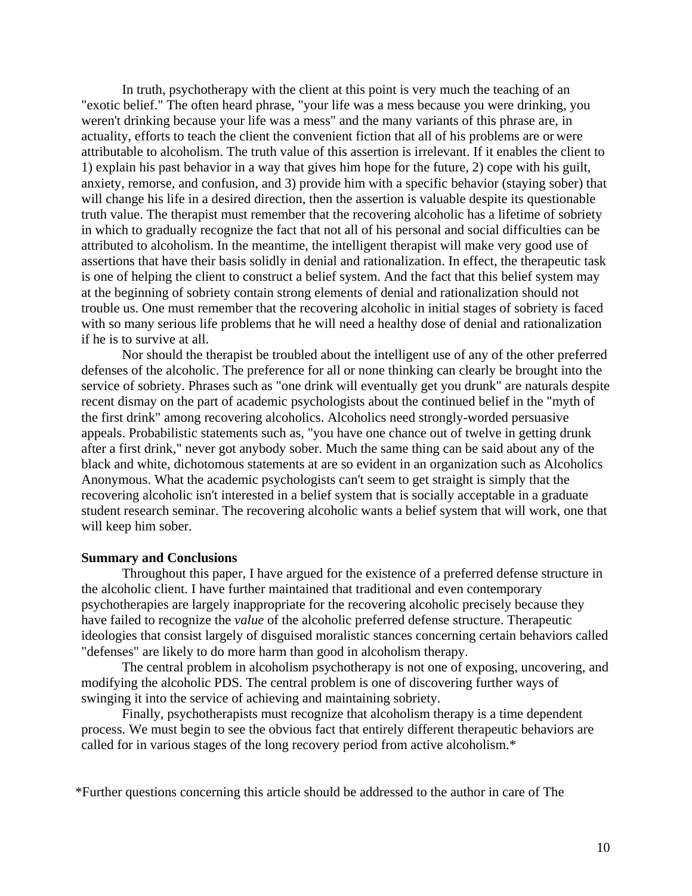In truth, psychotherapy with the client at this point is very much the teaching of an "exotic belief." The often heard phrase, "your life was a mess because you were drinking, you weren't drinking because your life was a mess" and the many variants of this phrase are, in actuality, efforts to teach the client the convenient fiction that all of his problems are or were attributable to alcoholism. The truth value of this assertion is irrelevant. If it enables the client to 1) explain his past behavior in a way that gives him hope for the future, 2) cope with his guilt, anxiety, remorse, and confusion, and 3) provide him with a specific behavior (staying sober) that will change his life in a desired direction, then the assertion is valuable despite its questionable truth value. The therapist must remember that the recovering alcoholic has a lifetime of sobriety in which to gradually recognize the fact that not all of his personal and social difficulties can be attributed to alcoholism. In the meantime, the intelligent therapist will make very good use of assertions that have their basis solidly in denial and rationalization. In effect, the therapeutic task is one of helping the client to construct a belief system. And the fact that this belief system may at the beginning of sobriety contain strong elements of denial and rationalization should not trouble us. One must remember that the recovering alcoholic in initial stages of sobriety is faced with so many serious life problems that he will need a healthy dose of denial and rationalization if he is to survive at all.

Nor should the therapist be troubled about the intelligent use of any of the other preferred defenses of the alcoholic. The preference for all or none thinking can clearly be brought into the service of sobriety. Phrases such as "one drink will eventually get you drunk" are naturals despite recent dismay on the part of academic psychologists about the continued belief in the "myth of the first drink" among recovering alcoholics. Alcoholics need strongly-worded persuasive appeals. Probabilistic statements such as, "you have one chance out of twelve in getting drunk after a first drink," never got anybody sober. Much the same thing can be said about any of the black and white, dichotomous statements at are so evident in an organization such as Alcoholics Anonymous. What the academic psychologists can't seem to get straight is simply that the recovering alcoholic isn't interested in a belief system that is socially acceptable in a graduate student research seminar. The recovering alcoholic wants a belief system that will work, one that will keep him sober.

**Summary and Conclusions**

Throughout this paper, I have argued for the existence of a preferred defense structure in the alcoholic client. I have further maintained that traditional and even contemporary psychotherapies are largely inappropriate for the recovering alcoholic precisely because they have failed to recognize the *value* of the alcoholic preferred defense structure. Therapeutic ideologies that consist largely of disguised moralistic stances concerning certain behaviors called "defenses" are likely to do more harm than good in alcoholism therapy.

The central problem in alcoholism psychotherapy is not one of exposing, uncovering, and modifying the alcoholic PDS. The central problem is one of discovering further ways of swinging it into the service of achieving and maintaining sobriety.

Finally, psychotherapists must recognize that alcoholism therapy is a time dependent process. We must begin to see the obvious fact that entirely different therapeutic behaviors are called for in various stages of the long recovery period from active alcoholism.*

*Further questions concerning this article should be addressed to the author in care of The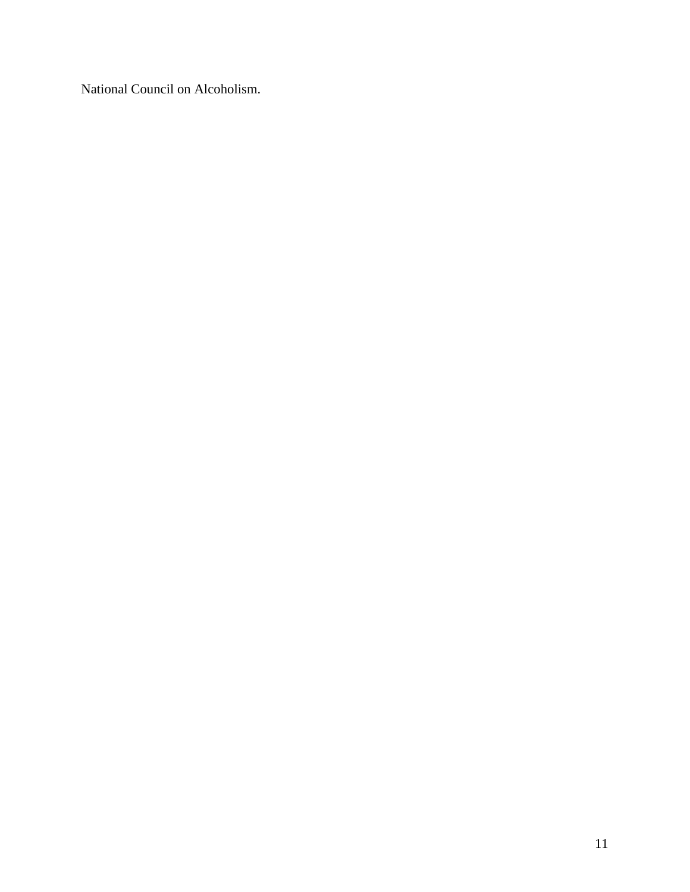National Council on Alcoholism.